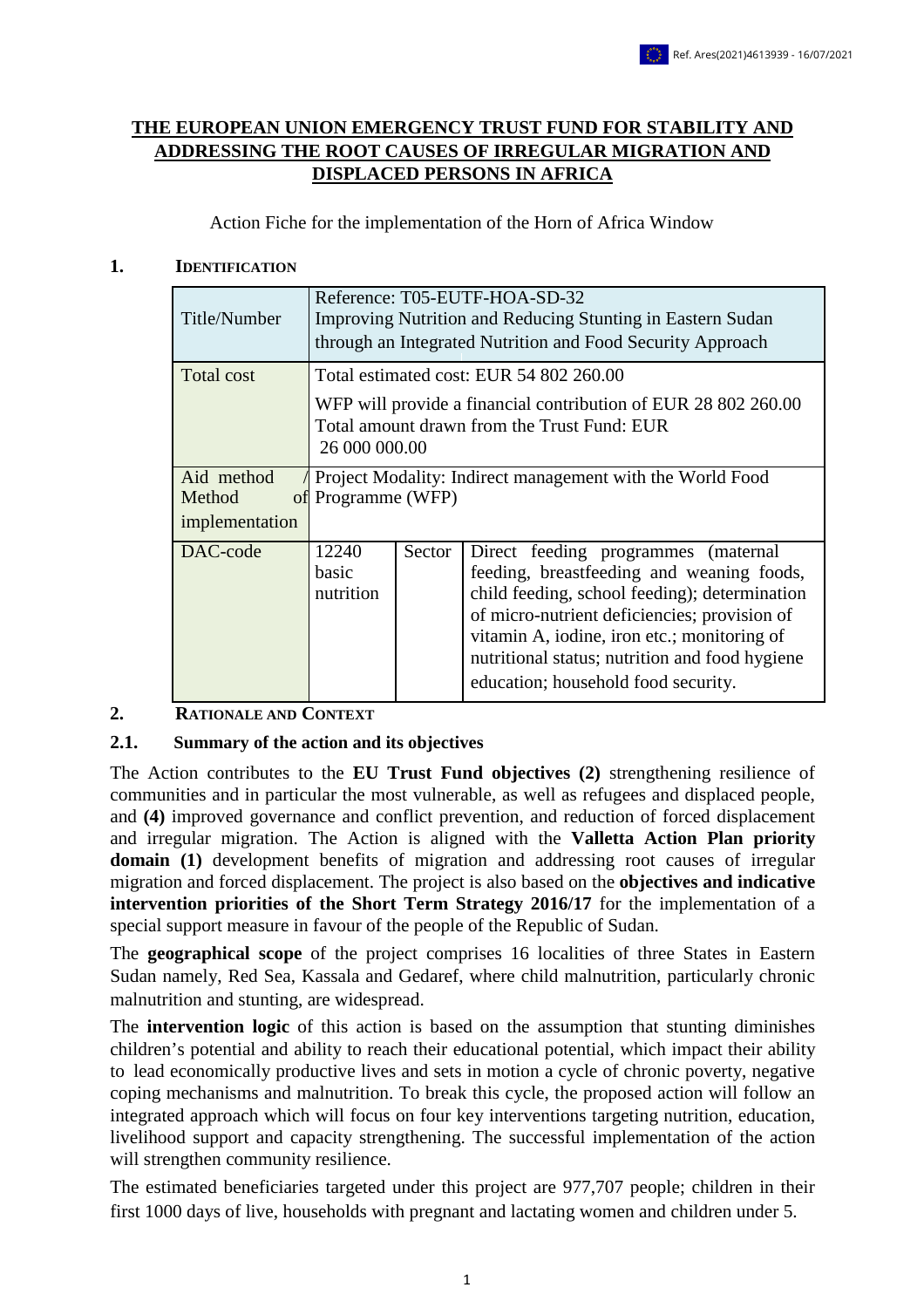# THE EUROPEAN UNION EMERGENCY TRUST FUND FOR STABILITY AND ADDRESSING THE ROOT CAUSES OF IRREGULAR MIGRATION AND DISPLACED PERSONS IN AFRICA

Action Fiche for the implementation of the Horn of Africa Window

## 1. IDENTIFICATION

| Title/Number | Reference: T05-EUTF-HOA-SD-32<br>Improving Nutrition and Reducing Stunting in Eastern Sudan through an Integrated Nutrition and Food Security Approach | | |
|---|---|---|---|
| Total cost | Total estimated cost: EUR 54 802 260.00<br>WFP will provide a financial contribution of EUR 28 802 260.00<br>Total amount drawn from the Trust Fund: EUR 26 000 000.00 | | |
| Aid method / Method of implementation | Project Modality: Indirect management with the World Food Programme (WFP) | | |
| DAC-code | 12240 basic nutrition | Sector | Direct feeding programmes (maternal feeding, breastfeeding and weaning foods, child feeding, school feeding); determination of micro-nutrient deficiencies; provision of vitamin A, iodine, iron etc.; monitoring of nutritional status; nutrition and food hygiene education; household food security. |

## 2. RATIONALE AND CONTEXT

### 2.1. Summary of the action and its objectives

The Action contributes to the **EU Trust Fund objectives (2)** strengthening resilience of communities and in particular the most vulnerable, as well as refugees and displaced people, and **(4)** improved governance and conflict prevention, and reduction of forced displacement and irregular migration. The Action is aligned with the **Valletta Action Plan priority domain (1)** development benefits of migration and addressing root causes of irregular migration and forced displacement. The project is also based on the **objectives and indicative intervention priorities of the Short Term Strategy 2016/17** for the implementation of a special support measure in favour of the people of the Republic of Sudan.

The **geographical scope** of the project comprises 16 localities of three States in Eastern Sudan namely, Red Sea, Kassala and Gedaref, where child malnutrition, particularly chronic malnutrition and stunting, are widespread.

The **intervention logic** of this action is based on the assumption that stunting diminishes children's potential and ability to reach their educational potential, which impact their ability to lead economically productive lives and sets in motion a cycle of chronic poverty, negative coping mechanisms and malnutrition. To break this cycle, the proposed action will follow an integrated approach which will focus on four key interventions targeting nutrition, education, livelihood support and capacity strengthening. The successful implementation of the action will strengthen community resilience.

The estimated beneficiaries targeted under this project are 977,707 people; children in their first 1000 days of live, households with pregnant and lactating women and children under 5.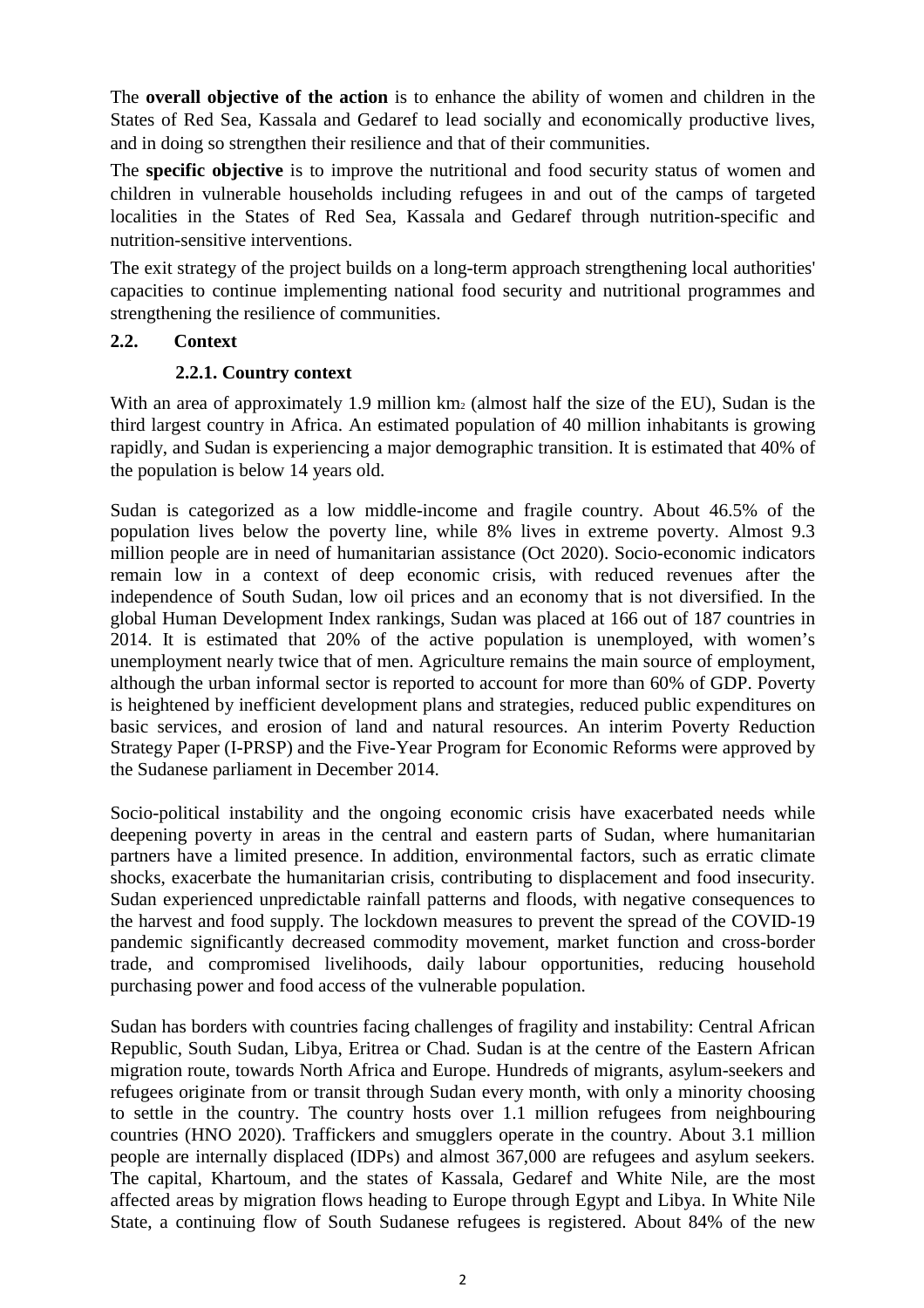The **overall objective of the action** is to enhance the ability of women and children in the States of Red Sea, Kassala and Gedaref to lead socially and economically productive lives, and in doing so strengthen their resilience and that of their communities.

The **specific objective** is to improve the nutritional and food security status of women and children in vulnerable households including refugees in and out of the camps of targeted localities in the States of Red Sea, Kassala and Gedaref through nutrition-specific and nutrition-sensitive interventions.

The exit strategy of the project builds on a long-term approach strengthening local authorities' capacities to continue implementing national food security and nutritional programmes and strengthening the resilience of communities.

## 2.2. Context

### 2.2.1. Country context

With an area of approximately 1.9 million $km_2$ (almost half the size of the EU), Sudan is the third largest country in Africa. An estimated population of 40 million inhabitants is growing rapidly, and Sudan is experiencing a major demographic transition. It is estimated that 40% of the population is below 14 years old.

Sudan is categorized as a low middle-income and fragile country. About 46.5% of the population lives below the poverty line, while 8% lives in extreme poverty. Almost 9.3 million people are in need of humanitarian assistance (Oct 2020). Socio-economic indicators remain low in a context of deep economic crisis, with reduced revenues after the independence of South Sudan, low oil prices and an economy that is not diversified. In the global Human Development Index rankings, Sudan was placed at 166 out of 187 countries in 2014. It is estimated that 20% of the active population is unemployed, with women's unemployment nearly twice that of men. Agriculture remains the main source of employment, although the urban informal sector is reported to account for more than 60% of GDP. Poverty is heightened by inefficient development plans and strategies, reduced public expenditures on basic services, and erosion of land and natural resources. An interim Poverty Reduction Strategy Paper (I-PRSP) and the Five-Year Program for Economic Reforms were approved by the Sudanese parliament in December 2014.

Socio-political instability and the ongoing economic crisis have exacerbated needs while deepening poverty in areas in the central and eastern parts of Sudan, where humanitarian partners have a limited presence. In addition, environmental factors, such as erratic climate shocks, exacerbate the humanitarian crisis, contributing to displacement and food insecurity. Sudan experienced unpredictable rainfall patterns and floods, with negative consequences to the harvest and food supply. The lockdown measures to prevent the spread of the COVID-19 pandemic significantly decreased commodity movement, market function and cross-border trade, and compromised livelihoods, daily labour opportunities, reducing household purchasing power and food access of the vulnerable population.

Sudan has borders with countries facing challenges of fragility and instability: Central African Republic, South Sudan, Libya, Eritrea or Chad. Sudan is at the centre of the Eastern African migration route, towards North Africa and Europe. Hundreds of migrants, asylum-seekers and refugees originate from or transit through Sudan every month, with only a minority choosing to settle in the country. The country hosts over 1.1 million refugees from neighbouring countries (HNO 2020). Traffickers and smugglers operate in the country. About 3.1 million people are internally displaced (IDPs) and almost 367,000 are refugees and asylum seekers. The capital, Khartoum, and the states of Kassala, Gedaref and White Nile, are the most affected areas by migration flows heading to Europe through Egypt and Libya. In White Nile State, a continuing flow of South Sudanese refugees is registered. About 84% of the new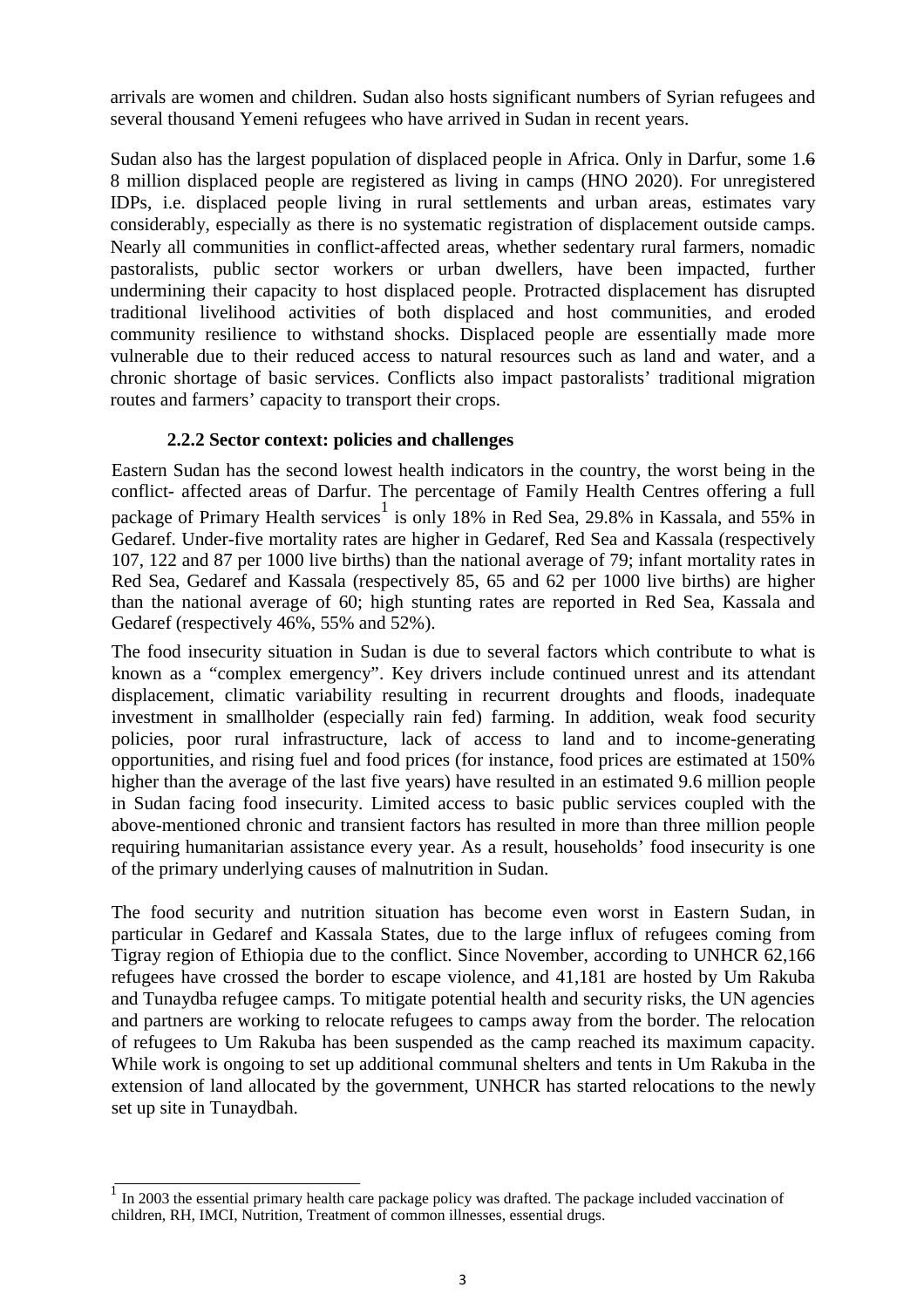arrivals are women and children. Sudan also hosts significant numbers of Syrian refugees and several thousand Yemeni refugees who have arrived in Sudan in recent years.

Sudan also has the largest population of displaced people in Africa. Only in Darfur, some 1.~~6~~ 8 million displaced people are registered as living in camps (HNO 2020). For unregistered IDPs, i.e. displaced people living in rural settlements and urban areas, estimates vary considerably, especially as there is no systematic registration of displacement outside camps. Nearly all communities in conflict-affected areas, whether sedentary rural farmers, nomadic pastoralists, public sector workers or urban dwellers, have been impacted, further undermining their capacity to host displaced people. Protracted displacement has disrupted traditional livelihood activities of both displaced and host communities, and eroded community resilience to withstand shocks. Displaced people are essentially made more vulnerable due to their reduced access to natural resources such as land and water, and a chronic shortage of basic services. Conflicts also impact pastoralists' traditional migration routes and farmers' capacity to transport their crops.

### 2.2.2 Sector context: policies and challenges

Eastern Sudan has the second lowest health indicators in the country, the worst being in the conflict- affected areas of Darfur. The percentage of Family Health Centres offering a full package of Primary Health services[1] is only 18% in Red Sea, 29.8% in Kassala, and 55% in Gedaref. Under-five mortality rates are higher in Gedaref, Red Sea and Kassala (respectively 107, 122 and 87 per 1000 live births) than the national average of 79; infant mortality rates in Red Sea, Gedaref and Kassala (respectively 85, 65 and 62 per 1000 live births) are higher than the national average of 60; high stunting rates are reported in Red Sea, Kassala and Gedaref (respectively 46%, 55% and 52%).

The food insecurity situation in Sudan is due to several factors which contribute to what is known as a "complex emergency". Key drivers include continued unrest and its attendant displacement, climatic variability resulting in recurrent droughts and floods, inadequate investment in smallholder (especially rain fed) farming. In addition, weak food security policies, poor rural infrastructure, lack of access to land and to income-generating opportunities, and rising fuel and food prices (for instance, food prices are estimated at 150% higher than the average of the last five years) have resulted in an estimated 9.6 million people in Sudan facing food insecurity. Limited access to basic public services coupled with the above-mentioned chronic and transient factors has resulted in more than three million people requiring humanitarian assistance every year. As a result, households' food insecurity is one of the primary underlying causes of malnutrition in Sudan.

The food security and nutrition situation has become even worst in Eastern Sudan, in particular in Gedaref and Kassala States, due to the large influx of refugees coming from Tigray region of Ethiopia due to the conflict. Since November, according to UNHCR 62,166 refugees have crossed the border to escape violence, and 41,181 are hosted by Um Rakuba and Tunaydba refugee camps. To mitigate potential health and security risks, the UN agencies and partners are working to relocate refugees to camps away from the border. The relocation of refugees to Um Rakuba has been suspended as the camp reached its maximum capacity. While work is ongoing to set up additional communal shelters and tents in Um Rakuba in the extension of land allocated by the government, UNHCR has started relocations to the newly set up site in Tunaydbah.

---

[1] In 2003 the essential primary health care package policy was drafted. The package included vaccination of children, RH, IMCI, Nutrition, Treatment of common illnesses, essential drugs.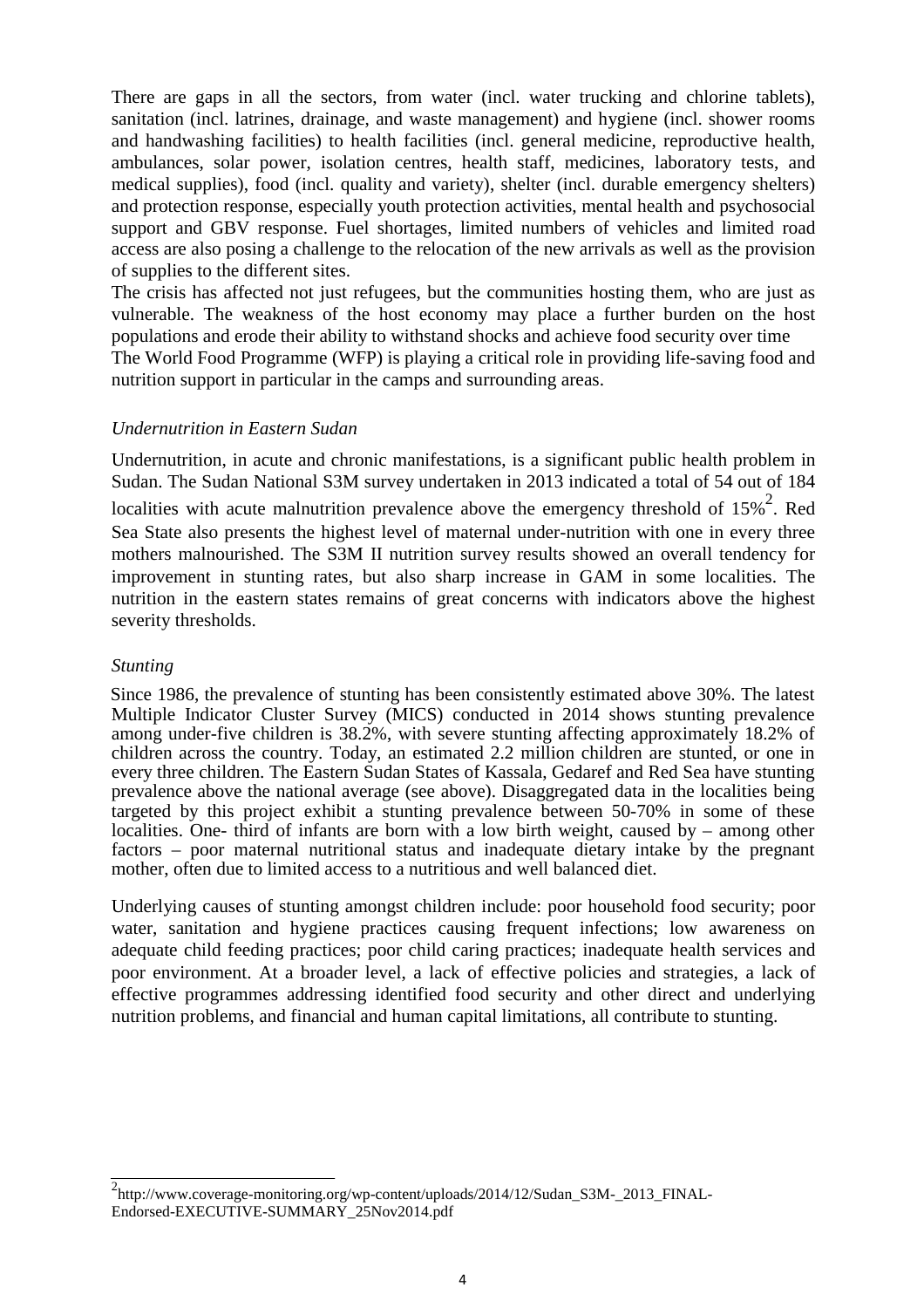There are gaps in all the sectors, from water (incl. water trucking and chlorine tablets), sanitation (incl. latrines, drainage, and waste management) and hygiene (incl. shower rooms and handwashing facilities) to health facilities (incl. general medicine, reproductive health, ambulances, solar power, isolation centres, health staff, medicines, laboratory tests, and medical supplies), food (incl. quality and variety), shelter (incl. durable emergency shelters) and protection response, especially youth protection activities, mental health and psychosocial support and GBV response. Fuel shortages, limited numbers of vehicles and limited road access are also posing a challenge to the relocation of the new arrivals as well as the provision of supplies to the different sites.

The crisis has affected not just refugees, but the communities hosting them, who are just as vulnerable. The weakness of the host economy may place a further burden on the host populations and erode their ability to withstand shocks and achieve food security over time

The World Food Programme (WFP) is playing a critical role in providing life-saving food and nutrition support in particular in the camps and surrounding areas.

*Undernutrition in Eastern Sudan*

Undernutrition, in acute and chronic manifestations, is a significant public health problem in Sudan. The Sudan National S3M survey undertaken in 2013 indicated a total of 54 out of 184 localities with acute malnutrition prevalence above the emergency threshold of 15%[2]. Red Sea State also presents the highest level of maternal under-nutrition with one in every three mothers malnourished. The S3M II nutrition survey results showed an overall tendency for improvement in stunting rates, but also sharp increase in GAM in some localities. The nutrition in the eastern states remains of great concerns with indicators above the highest severity thresholds.

*Stunting*

Since 1986, the prevalence of stunting has been consistently estimated above 30%. The latest Multiple Indicator Cluster Survey (MICS) conducted in 2014 shows stunting prevalence among under-five children is 38.2%, with severe stunting affecting approximately 18.2% of children across the country. Today, an estimated 2.2 million children are stunted, or one in every three children. The Eastern Sudan States of Kassala, Gedaref and Red Sea have stunting prevalence above the national average (see above). Disaggregated data in the localities being targeted by this project exhibit a stunting prevalence between 50-70% in some of these localities. One- third of infants are born with a low birth weight, caused by – among other factors – poor maternal nutritional status and inadequate dietary intake by the pregnant mother, often due to limited access to a nutritious and well balanced diet.

Underlying causes of stunting amongst children include: poor household food security; poor water, sanitation and hygiene practices causing frequent infections; low awareness on adequate child feeding practices; poor child caring practices; inadequate health services and poor environment. At a broader level, a lack of effective policies and strategies, a lack of effective programmes addressing identified food security and other direct and underlying nutrition problems, and financial and human capital limitations, all contribute to stunting.

[2] http://www.coverage-monitoring.org/wp-content/uploads/2014/12/Sudan_S3M-_2013_FINAL-Endorsed-EXECUTIVE-SUMMARY_25Nov2014.pdf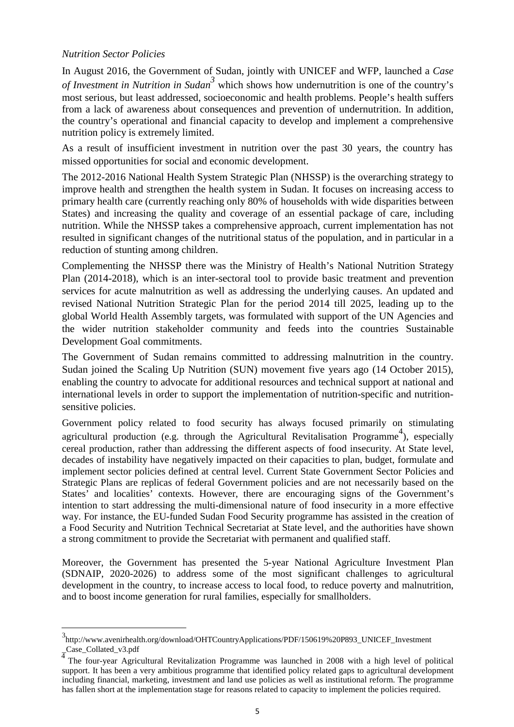*Nutrition Sector Policies*

In August 2016, the Government of Sudan, jointly with UNICEF and WFP, launched a *Case of Investment in Nutrition in Sudan*[3] which shows how undernutrition is one of the country's most serious, but least addressed, socioeconomic and health problems. People's health suffers from a lack of awareness about consequences and prevention of undernutrition. In addition, the country's operational and financial capacity to develop and implement a comprehensive nutrition policy is extremely limited.

As a result of insufficient investment in nutrition over the past 30 years, the country has missed opportunities for social and economic development.

The 2012-2016 National Health System Strategic Plan (NHSSP) is the overarching strategy to improve health and strengthen the health system in Sudan. It focuses on increasing access to primary health care (currently reaching only 80% of households with wide disparities between States) and increasing the quality and coverage of an essential package of care, including nutrition. While the NHSSP takes a comprehensive approach, current implementation has not resulted in significant changes of the nutritional status of the population, and in particular in a reduction of stunting among children.

Complementing the NHSSP there was the Ministry of Health's National Nutrition Strategy Plan (2014-2018), which is an inter-sectoral tool to provide basic treatment and prevention services for acute malnutrition as well as addressing the underlying causes. An updated and revised National Nutrition Strategic Plan for the period 2014 till 2025, leading up to the global World Health Assembly targets, was formulated with support of the UN Agencies and the wider nutrition stakeholder community and feeds into the countries Sustainable Development Goal commitments.

The Government of Sudan remains committed to addressing malnutrition in the country. Sudan joined the Scaling Up Nutrition (SUN) movement five years ago (14 October 2015), enabling the country to advocate for additional resources and technical support at national and international levels in order to support the implementation of nutrition-specific and nutrition-sensitive policies.

Government policy related to food security has always focused primarily on stimulating agricultural production (e.g. through the Agricultural Revitalisation Programme[4]), especially cereal production, rather than addressing the different aspects of food insecurity. At State level, decades of instability have negatively impacted on their capacities to plan, budget, formulate and implement sector policies defined at central level. Current State Government Sector Policies and Strategic Plans are replicas of federal Government policies and are not necessarily based on the States' and localities' contexts. However, there are encouraging signs of the Government's intention to start addressing the multi-dimensional nature of food insecurity in a more effective way. For instance, the EU-funded Sudan Food Security programme has assisted in the creation of a Food Security and Nutrition Technical Secretariat at State level, and the authorities have shown a strong commitment to provide the Secretariat with permanent and qualified staff.

Moreover, the Government has presented the 5-year National Agriculture Investment Plan (SDNAIP, 2020-2026) to address some of the most significant challenges to agricultural development in the country, to increase access to local food, to reduce poverty and malnutrition, and to boost income generation for rural families, especially for smallholders.

---

[3] http://www.avenirhealth.org/download/OHTCountryApplications/PDF/150619%20P893_UNICEF_Investment_Case_Collated_v3.pdf

[4] The four-year Agricultural Revitalization Programme was launched in 2008 with a high level of political support. It has been a very ambitious programme that identified policy related gaps to agricultural development including financial, marketing, investment and land use policies as well as institutional reform. The programme has fallen short at the implementation stage for reasons related to capacity to implement the policies required.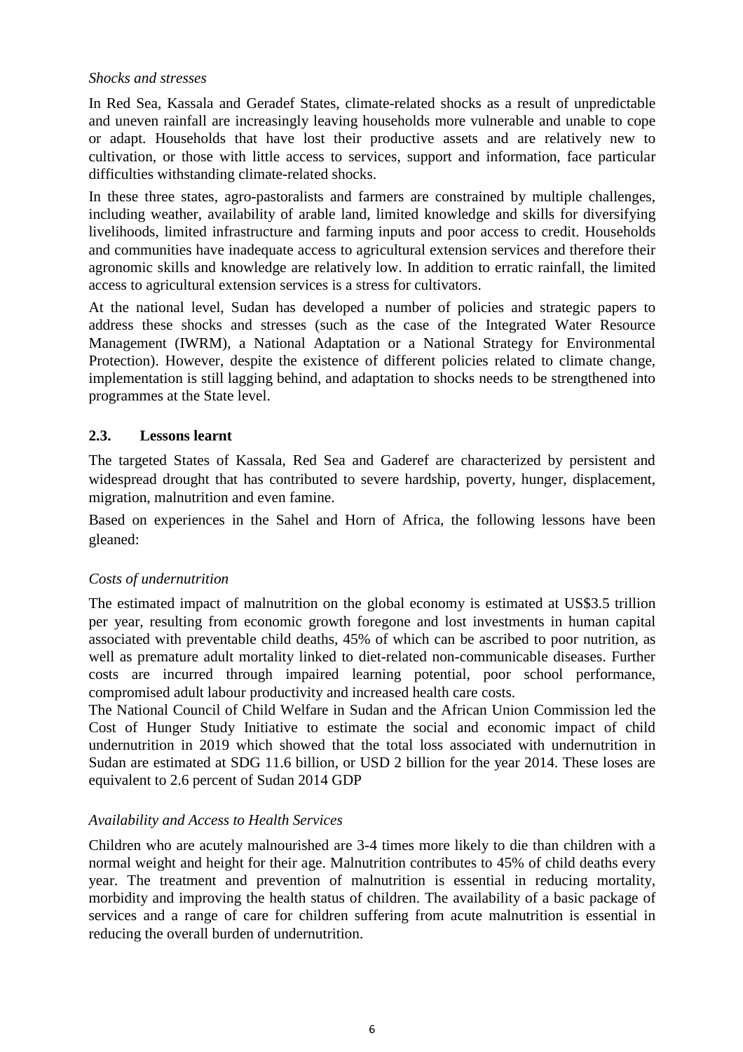*Shocks and stresses*

In Red Sea, Kassala and Geradef States, climate-related shocks as a result of unpredictable and uneven rainfall are increasingly leaving households more vulnerable and unable to cope or adapt. Households that have lost their productive assets and are relatively new to cultivation, or those with little access to services, support and information, face particular difficulties withstanding climate-related shocks.

In these three states, agro-pastoralists and farmers are constrained by multiple challenges, including weather, availability of arable land, limited knowledge and skills for diversifying livelihoods, limited infrastructure and farming inputs and poor access to credit. Households and communities have inadequate access to agricultural extension services and therefore their agronomic skills and knowledge are relatively low. In addition to erratic rainfall, the limited access to agricultural extension services is a stress for cultivators.

At the national level, Sudan has developed a number of policies and strategic papers to address these shocks and stresses (such as the case of the Integrated Water Resource Management (IWRM), a National Adaptation or a National Strategy for Environmental Protection). However, despite the existence of different policies related to climate change, implementation is still lagging behind, and adaptation to shocks needs to be strengthened into programmes at the State level.

## 2.3. Lessons learnt

The targeted States of Kassala, Red Sea and Gaderef are characterized by persistent and widespread drought that has contributed to severe hardship, poverty, hunger, displacement, migration, malnutrition and even famine.

Based on experiences in the Sahel and Horn of Africa, the following lessons have been gleaned:

*Costs of undernutrition*

The estimated impact of malnutrition on the global economy is estimated at US$3.5 trillion per year, resulting from economic growth foregone and lost investments in human capital associated with preventable child deaths, 45% of which can be ascribed to poor nutrition, as well as premature adult mortality linked to diet-related non-communicable diseases. Further costs are incurred through impaired learning potential, poor school performance, compromised adult labour productivity and increased health care costs.
The National Council of Child Welfare in Sudan and the African Union Commission led the Cost of Hunger Study Initiative to estimate the social and economic impact of child undernutrition in 2019 which showed that the total loss associated with undernutrition in Sudan are estimated at SDG 11.6 billion, or USD 2 billion for the year 2014. These loses are equivalent to 2.6 percent of Sudan 2014 GDP

*Availability and Access to Health Services*

Children who are acutely malnourished are 3-4 times more likely to die than children with a normal weight and height for their age. Malnutrition contributes to 45% of child deaths every year. The treatment and prevention of malnutrition is essential in reducing mortality, morbidity and improving the health status of children. The availability of a basic package of services and a range of care for children suffering from acute malnutrition is essential in reducing the overall burden of undernutrition.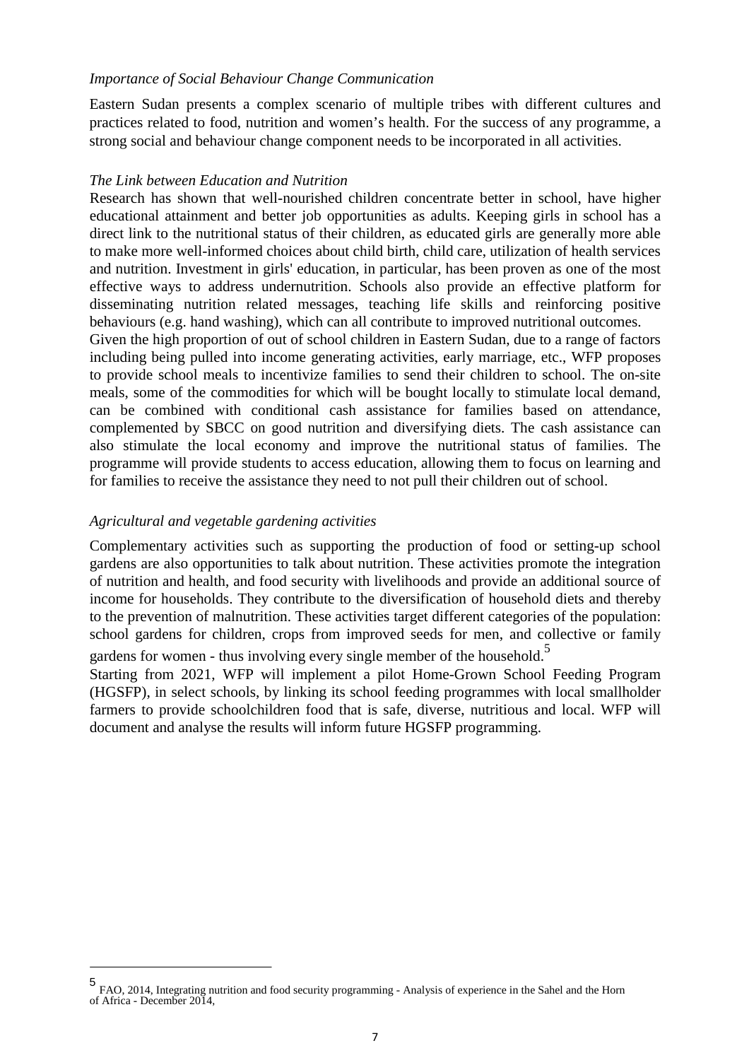*Importance of Social Behaviour Change Communication*

Eastern Sudan presents a complex scenario of multiple tribes with different cultures and practices related to food, nutrition and women's health. For the success of any programme, a strong social and behaviour change component needs to be incorporated in all activities.

*The Link between Education and Nutrition*

Research has shown that well-nourished children concentrate better in school, have higher educational attainment and better job opportunities as adults. Keeping girls in school has a direct link to the nutritional status of their children, as educated girls are generally more able to make more well-informed choices about child birth, child care, utilization of health services and nutrition. Investment in girls' education, in particular, has been proven as one of the most effective ways to address undernutrition. Schools also provide an effective platform for disseminating nutrition related messages, teaching life skills and reinforcing positive behaviours (e.g. hand washing), which can all contribute to improved nutritional outcomes.

Given the high proportion of out of school children in Eastern Sudan, due to a range of factors including being pulled into income generating activities, early marriage, etc., WFP proposes to provide school meals to incentivize families to send their children to school. The on-site meals, some of the commodities for which will be bought locally to stimulate local demand, can be combined with conditional cash assistance for families based on attendance, complemented by SBCC on good nutrition and diversifying diets. The cash assistance can also stimulate the local economy and improve the nutritional status of families. The programme will provide students to access education, allowing them to focus on learning and for families to receive the assistance they need to not pull their children out of school.

*Agricultural and vegetable gardening activities*

Complementary activities such as supporting the production of food or setting-up school gardens are also opportunities to talk about nutrition. These activities promote the integration of nutrition and health, and food security with livelihoods and provide an additional source of income for households. They contribute to the diversification of household diets and thereby to the prevention of malnutrition. These activities target different categories of the population: school gardens for children, crops from improved seeds for men, and collective or family gardens for women - thus involving every single member of the household.[5]

Starting from 2021, WFP will implement a pilot Home-Grown School Feeding Program (HGSFP), in select schools, by linking its school feeding programmes with local smallholder farmers to provide schoolchildren food that is safe, diverse, nutritious and local. WFP will document and analyse the results will inform future HGSFP programming.

---

[5] FAO, 2014, Integrating nutrition and food security programming - Analysis of experience in the Sahel and the Horn of Africa - December 2014,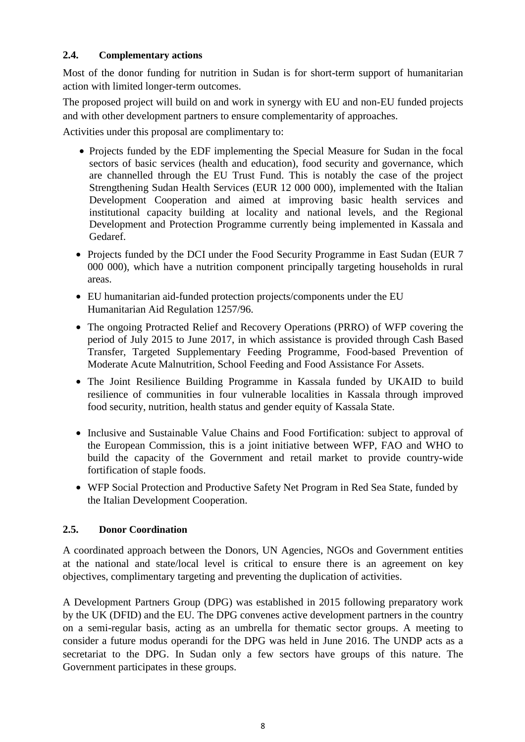### 2.4. Complementary actions

Most of the donor funding for nutrition in Sudan is for short-term support of humanitarian action with limited longer-term outcomes.

The proposed project will build on and work in synergy with EU and non-EU funded projects and with other development partners to ensure complementarity of approaches.

Activities under this proposal are complimentary to:

- Projects funded by the EDF implementing the Special Measure for Sudan in the focal sectors of basic services (health and education), food security and governance, which are channelled through the EU Trust Fund. This is notably the case of the project Strengthening Sudan Health Services (EUR 12 000 000), implemented with the Italian Development Cooperation and aimed at improving basic health services and institutional capacity building at locality and national levels, and the Regional Development and Protection Programme currently being implemented in Kassala and Gedaref.
- Projects funded by the DCI under the Food Security Programme in East Sudan (EUR 7 000 000), which have a nutrition component principally targeting households in rural areas.
- EU humanitarian aid-funded protection projects/components under the EU Humanitarian Aid Regulation 1257/96.
- The ongoing Protracted Relief and Recovery Operations (PRRO) of WFP covering the period of July 2015 to June 2017, in which assistance is provided through Cash Based Transfer, Targeted Supplementary Feeding Programme, Food-based Prevention of Moderate Acute Malnutrition, School Feeding and Food Assistance For Assets.
- The Joint Resilience Building Programme in Kassala funded by UKAID to build resilience of communities in four vulnerable localities in Kassala through improved food security, nutrition, health status and gender equity of Kassala State.
- Inclusive and Sustainable Value Chains and Food Fortification: subject to approval of the European Commission, this is a joint initiative between WFP, FAO and WHO to build the capacity of the Government and retail market to provide country-wide fortification of staple foods.
- WFP Social Protection and Productive Safety Net Program in Red Sea State, funded by the Italian Development Cooperation.

### 2.5. Donor Coordination

A coordinated approach between the Donors, UN Agencies, NGOs and Government entities at the national and state/local level is critical to ensure there is an agreement on key objectives, complimentary targeting and preventing the duplication of activities.

A Development Partners Group (DPG) was established in 2015 following preparatory work by the UK (DFID) and the EU. The DPG convenes active development partners in the country on a semi-regular basis, acting as an umbrella for thematic sector groups. A meeting to consider a future modus operandi for the DPG was held in June 2016. The UNDP acts as a secretariat to the DPG. In Sudan only a few sectors have groups of this nature. The Government participates in these groups.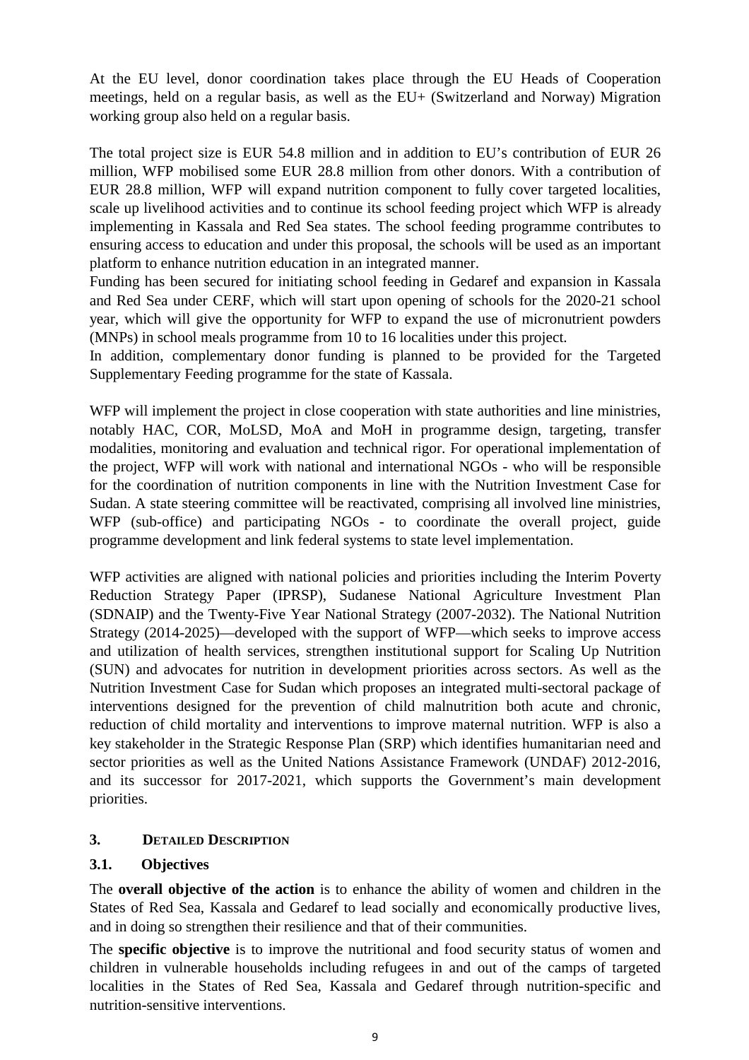At the EU level, donor coordination takes place through the EU Heads of Cooperation meetings, held on a regular basis, as well as the EU+ (Switzerland and Norway) Migration working group also held on a regular basis.

The total project size is EUR 54.8 million and in addition to EU's contribution of EUR 26 million, WFP mobilised some EUR 28.8 million from other donors. With a contribution of EUR 28.8 million, WFP will expand nutrition component to fully cover targeted localities, scale up livelihood activities and to continue its school feeding project which WFP is already implementing in Kassala and Red Sea states. The school feeding programme contributes to ensuring access to education and under this proposal, the schools will be used as an important platform to enhance nutrition education in an integrated manner.
Funding has been secured for initiating school feeding in Gedaref and expansion in Kassala and Red Sea under CERF, which will start upon opening of schools for the 2020-21 school year, which will give the opportunity for WFP to expand the use of micronutrient powders (MNPs) in school meals programme from 10 to 16 localities under this project.
In addition, complementary donor funding is planned to be provided for the Targeted Supplementary Feeding programme for the state of Kassala.

WFP will implement the project in close cooperation with state authorities and line ministries, notably HAC, COR, MoLSD, MoA and MoH in programme design, targeting, transfer modalities, monitoring and evaluation and technical rigor. For operational implementation of the project, WFP will work with national and international NGOs - who will be responsible for the coordination of nutrition components in line with the Nutrition Investment Case for Sudan. A state steering committee will be reactivated, comprising all involved line ministries, WFP (sub-office) and participating NGOs - to coordinate the overall project, guide programme development and link federal systems to state level implementation.

WFP activities are aligned with national policies and priorities including the Interim Poverty Reduction Strategy Paper (IPRSP), Sudanese National Agriculture Investment Plan (SDNAIP) and the Twenty-Five Year National Strategy (2007-2032). The National Nutrition Strategy (2014-2025)—developed with the support of WFP—which seeks to improve access and utilization of health services, strengthen institutional support for Scaling Up Nutrition (SUN) and advocates for nutrition in development priorities across sectors. As well as the Nutrition Investment Case for Sudan which proposes an integrated multi-sectoral package of interventions designed for the prevention of child malnutrition both acute and chronic, reduction of child mortality and interventions to improve maternal nutrition. WFP is also a key stakeholder in the Strategic Response Plan (SRP) which identifies humanitarian need and sector priorities as well as the United Nations Assistance Framework (UNDAF) 2012-2016, and its successor for 2017-2021, which supports the Government's main development priorities.

## 3. Detailed Description

### 3.1. Objectives

The **overall objective of the action** is to enhance the ability of women and children in the States of Red Sea, Kassala and Gedaref to lead socially and economically productive lives, and in doing so strengthen their resilience and that of their communities.

The **specific objective** is to improve the nutritional and food security status of women and children in vulnerable households including refugees in and out of the camps of targeted localities in the States of Red Sea, Kassala and Gedaref through nutrition-specific and nutrition-sensitive interventions.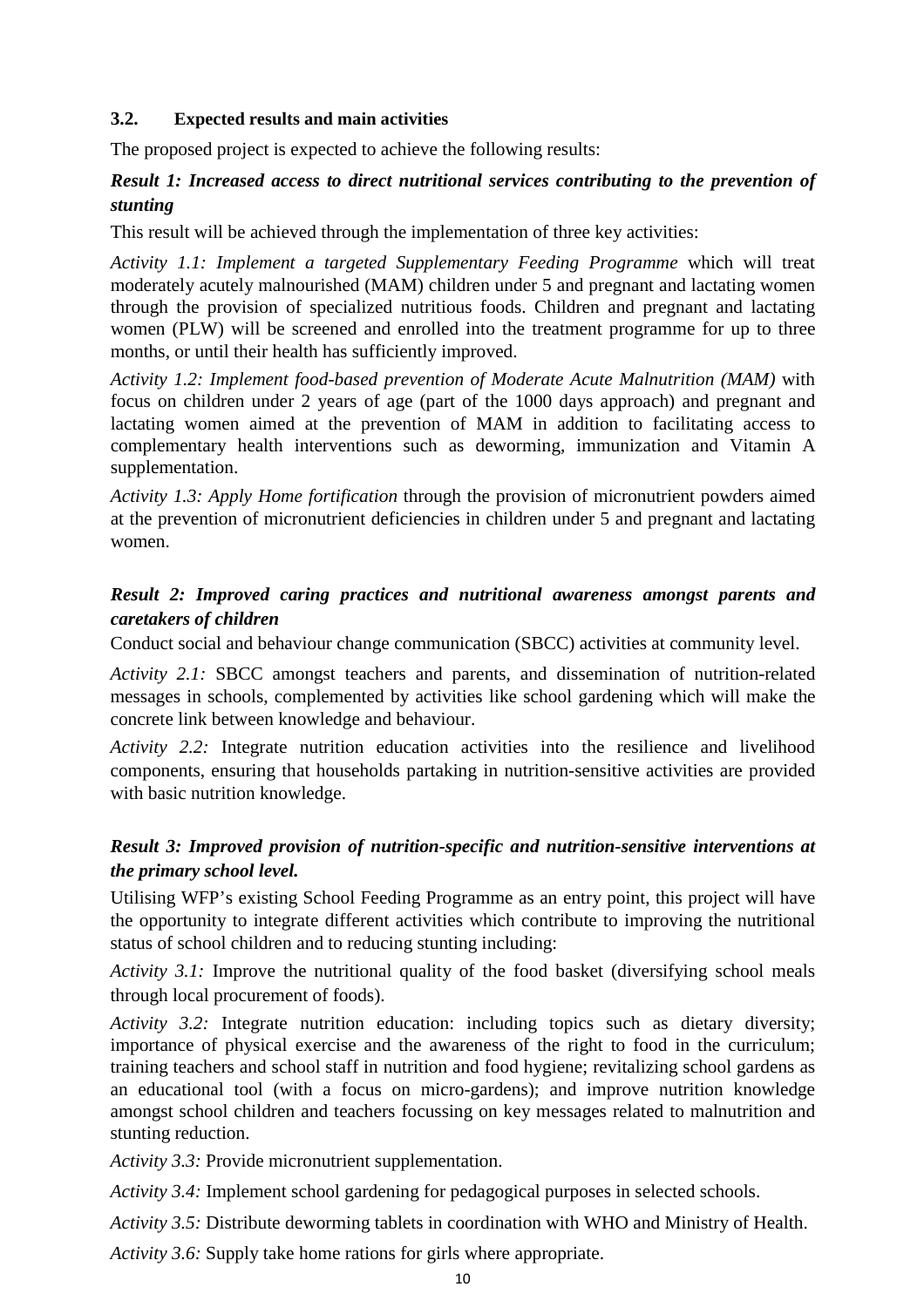### 3.2. Expected results and main activities

The proposed project is expected to achieve the following results:

***Result 1: Increased access to direct nutritional services contributing to the prevention of stunting***

This result will be achieved through the implementation of three key activities:

*Activity 1.1: Implement a targeted Supplementary Feeding Programme* which will treat moderately acutely malnourished (MAM) children under 5 and pregnant and lactating women through the provision of specialized nutritious foods. Children and pregnant and lactating women (PLW) will be screened and enrolled into the treatment programme for up to three months, or until their health has sufficiently improved.

*Activity 1.2: Implement food-based prevention of Moderate Acute Malnutrition (MAM)* with focus on children under 2 years of age (part of the 1000 days approach) and pregnant and lactating women aimed at the prevention of MAM in addition to facilitating access to complementary health interventions such as deworming, immunization and Vitamin A supplementation.

*Activity 1.3: Apply Home fortification* through the provision of micronutrient powders aimed at the prevention of micronutrient deficiencies in children under 5 and pregnant and lactating women.

***Result 2: Improved caring practices and nutritional awareness amongst parents and caretakers of children***

Conduct social and behaviour change communication (SBCC) activities at community level.

*Activity 2.1:* SBCC amongst teachers and parents, and dissemination of nutrition-related messages in schools, complemented by activities like school gardening which will make the concrete link between knowledge and behaviour.

*Activity 2.2:* Integrate nutrition education activities into the resilience and livelihood components, ensuring that households partaking in nutrition-sensitive activities are provided with basic nutrition knowledge.

***Result 3: Improved provision of nutrition-specific and nutrition-sensitive interventions at the primary school level.***

Utilising WFP's existing School Feeding Programme as an entry point, this project will have the opportunity to integrate different activities which contribute to improving the nutritional status of school children and to reducing stunting including:

*Activity 3.1:* Improve the nutritional quality of the food basket (diversifying school meals through local procurement of foods).

*Activity 3.2:* Integrate nutrition education: including topics such as dietary diversity; importance of physical exercise and the awareness of the right to food in the curriculum; training teachers and school staff in nutrition and food hygiene; revitalizing school gardens as an educational tool (with a focus on micro-gardens); and improve nutrition knowledge amongst school children and teachers focussing on key messages related to malnutrition and stunting reduction.

*Activity 3.3:* Provide micronutrient supplementation.

*Activity 3.4:* Implement school gardening for pedagogical purposes in selected schools.

*Activity 3.5:* Distribute deworming tablets in coordination with WHO and Ministry of Health.

*Activity 3.6:* Supply take home rations for girls where appropriate.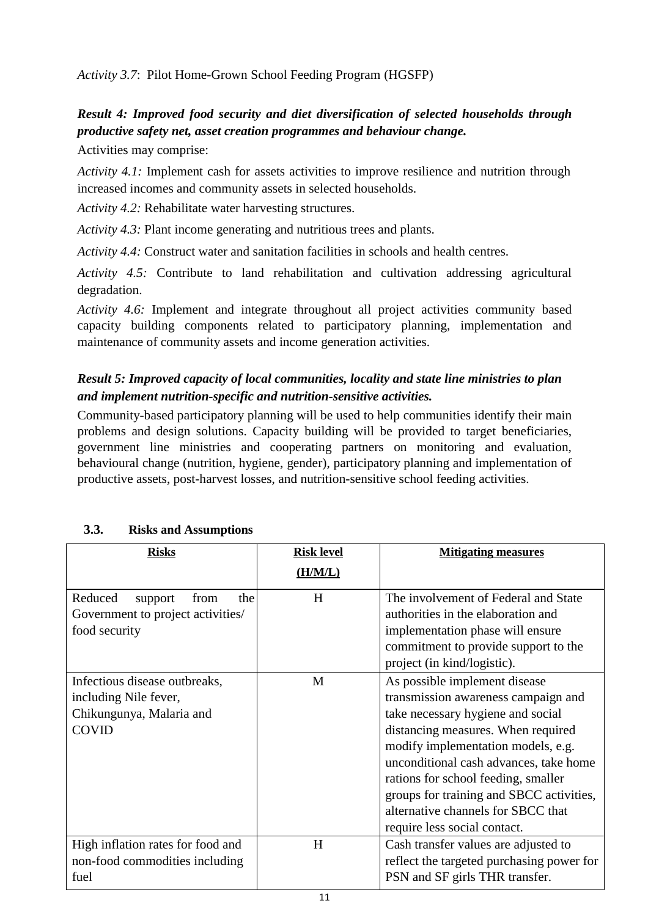*Activity 3.7*: Pilot Home-Grown School Feeding Program (HGSFP)

***Result 4: Improved food security and diet diversification of selected households through productive safety net, asset creation programmes and behaviour change.***

Activities may comprise:

*Activity 4.1:* Implement cash for assets activities to improve resilience and nutrition through increased incomes and community assets in selected households.

*Activity 4.2:* Rehabilitate water harvesting structures.

*Activity 4.3:* Plant income generating and nutritious trees and plants.

*Activity 4.4:* Construct water and sanitation facilities in schools and health centres.

*Activity 4.5:* Contribute to land rehabilitation and cultivation addressing agricultural degradation.

*Activity 4.6:* Implement and integrate throughout all project activities community based capacity building components related to participatory planning, implementation and maintenance of community assets and income generation activities.

***Result 5: Improved capacity of local communities, locality and state line ministries to plan and implement nutrition-specific and nutrition-sensitive activities.***

Community-based participatory planning will be used to help communities identify their main problems and design solutions. Capacity building will be provided to target beneficiaries, government line ministries and cooperating partners on monitoring and evaluation, behavioural change (nutrition, hygiene, gender), participatory planning and implementation of productive assets, post-harvest losses, and nutrition-sensitive school feeding activities.

### 3.3. Risks and Assumptions

| Risks | Risk level (H/M/L) | Mitigating measures |
|---|---|---|
| Reduced support from the Government to project activities/ food security | H | The involvement of Federal and State authorities in the elaboration and implementation phase will ensure commitment to provide support to the project (in kind/logistic). |
| Infectious disease outbreaks, including Nile fever, Chikungunya, Malaria and COVID | M | As possible implement disease transmission awareness campaign and take necessary hygiene and social distancing measures. When required modify implementation models, e.g. unconditional cash advances, take home rations for school feeding, smaller groups for training and SBCC activities, alternative channels for SBCC that require less social contact. |
| High inflation rates for food and non-food commodities including fuel | H | Cash transfer values are adjusted to reflect the targeted purchasing power for PSN and SF girls THR transfer. |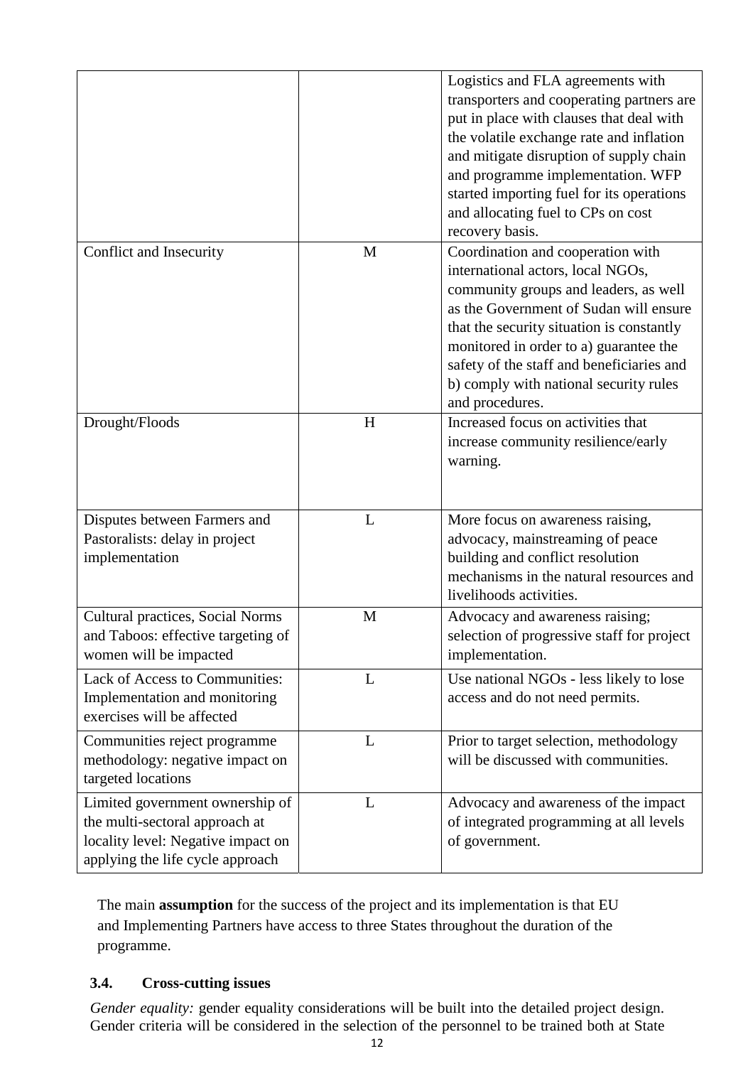| | | |
|---|---|---|
| | | Logistics and FLA agreements with transporters and cooperating partners are put in place with clauses that deal with the volatile exchange rate and inflation and mitigate disruption of supply chain and programme implementation. WFP started importing fuel for its operations and allocating fuel to CPs on cost recovery basis. |
| Conflict and Insecurity | M | Coordination and cooperation with international actors, local NGOs, community groups and leaders, as well as the Government of Sudan will ensure that the security situation is constantly monitored in order to a) guarantee the safety of the staff and beneficiaries and b) comply with national security rules and procedures. |
| Drought/Floods | H | Increased focus on activities that increase community resilience/early warning. |
| Disputes between Farmers and Pastoralists: delay in project implementation | L | More focus on awareness raising, advocacy, mainstreaming of peace building and conflict resolution mechanisms in the natural resources and livelihoods activities. |
| Cultural practices, Social Norms and Taboos: effective targeting of women will be impacted | M | Advocacy and awareness raising; selection of progressive staff for project implementation. |
| Lack of Access to Communities: Implementation and monitoring exercises will be affected | L | Use national NGOs - less likely to lose access and do not need permits. |
| Communities reject programme methodology: negative impact on targeted locations | L | Prior to target selection, methodology will be discussed with communities. |
| Limited government ownership of the multi-sectoral approach at locality level: Negative impact on applying the life cycle approach | L | Advocacy and awareness of the impact of integrated programming at all levels of government. |

The main **assumption** for the success of the project and its implementation is that EU and Implementing Partners have access to three States throughout the duration of the programme.

### 3.4. Cross-cutting issues

*Gender equality:* gender equality considerations will be built into the detailed project design. Gender criteria will be considered in the selection of the personnel to be trained both at State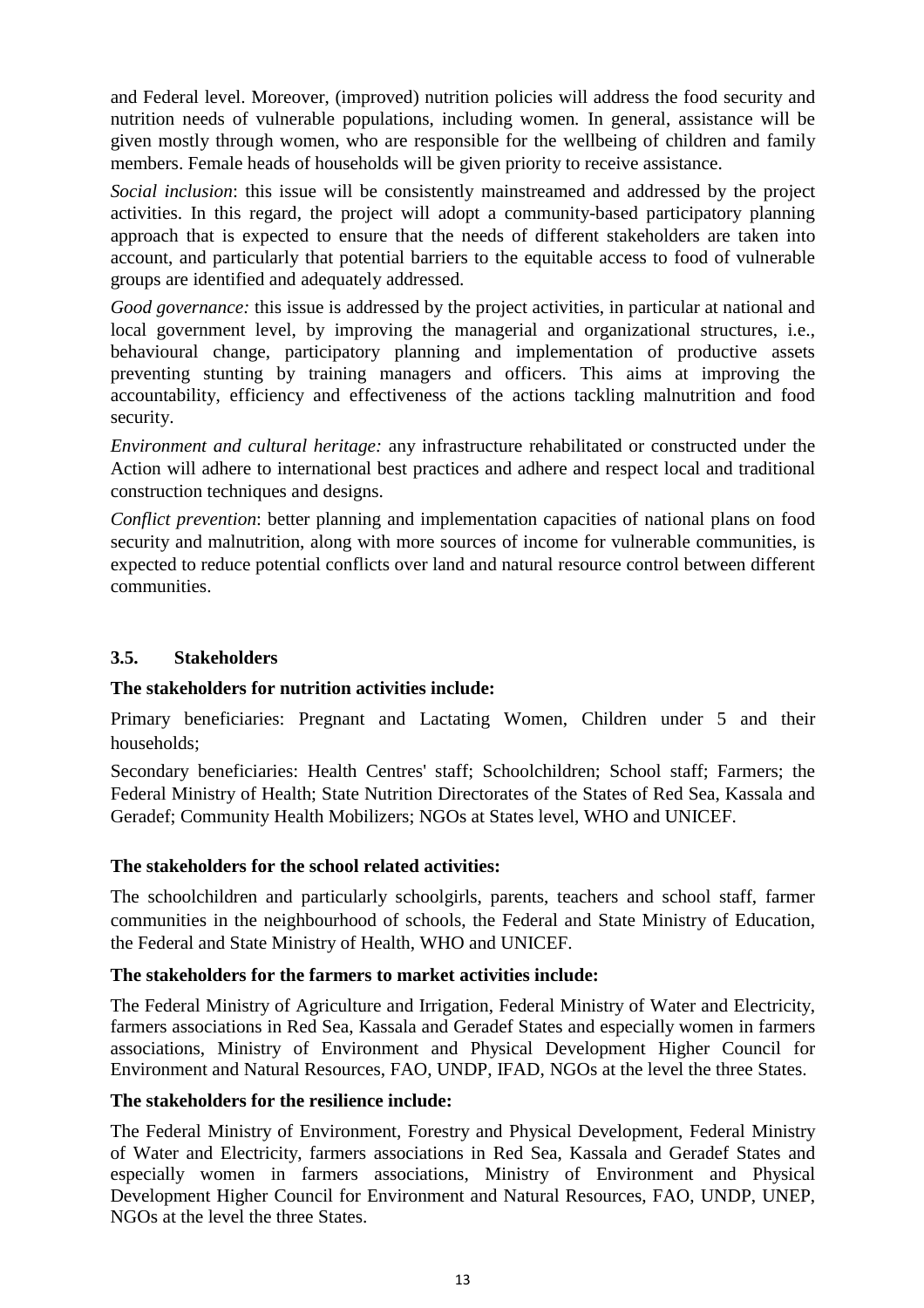and Federal level. Moreover, (improved) nutrition policies will address the food security and nutrition needs of vulnerable populations, including women. In general, assistance will be given mostly through women, who are responsible for the wellbeing of children and family members. Female heads of households will be given priority to receive assistance.

*Social inclusion*: this issue will be consistently mainstreamed and addressed by the project activities. In this regard, the project will adopt a community-based participatory planning approach that is expected to ensure that the needs of different stakeholders are taken into account, and particularly that potential barriers to the equitable access to food of vulnerable groups are identified and adequately addressed.

*Good governance:* this issue is addressed by the project activities, in particular at national and local government level, by improving the managerial and organizational structures, i.e., behavioural change, participatory planning and implementation of productive assets preventing stunting by training managers and officers. This aims at improving the accountability, efficiency and effectiveness of the actions tackling malnutrition and food security.

*Environment and cultural heritage:* any infrastructure rehabilitated or constructed under the Action will adhere to international best practices and adhere and respect local and traditional construction techniques and designs.

*Conflict prevention*: better planning and implementation capacities of national plans on food security and malnutrition, along with more sources of income for vulnerable communities, is expected to reduce potential conflicts over land and natural resource control between different communities.

## 3.5. Stakeholders

**The stakeholders for nutrition activities include:**

Primary beneficiaries: Pregnant and Lactating Women, Children under 5 and their households;

Secondary beneficiaries: Health Centres' staff; Schoolchildren; School staff; Farmers; the Federal Ministry of Health; State Nutrition Directorates of the States of Red Sea, Kassala and Geradef; Community Health Mobilizers; NGOs at States level, WHO and UNICEF.

**The stakeholders for the school related activities:**

The schoolchildren and particularly schoolgirls, parents, teachers and school staff, farmer communities in the neighbourhood of schools, the Federal and State Ministry of Education, the Federal and State Ministry of Health, WHO and UNICEF.

**The stakeholders for the farmers to market activities include:**

The Federal Ministry of Agriculture and Irrigation, Federal Ministry of Water and Electricity, farmers associations in Red Sea, Kassala and Geradef States and especially women in farmers associations, Ministry of Environment and Physical Development Higher Council for Environment and Natural Resources, FAO, UNDP, IFAD, NGOs at the level the three States.

**The stakeholders for the resilience include:**

The Federal Ministry of Environment, Forestry and Physical Development, Federal Ministry of Water and Electricity, farmers associations in Red Sea, Kassala and Geradef States and especially women in farmers associations, Ministry of Environment and Physical Development Higher Council for Environment and Natural Resources, FAO, UNDP, UNEP, NGOs at the level the three States.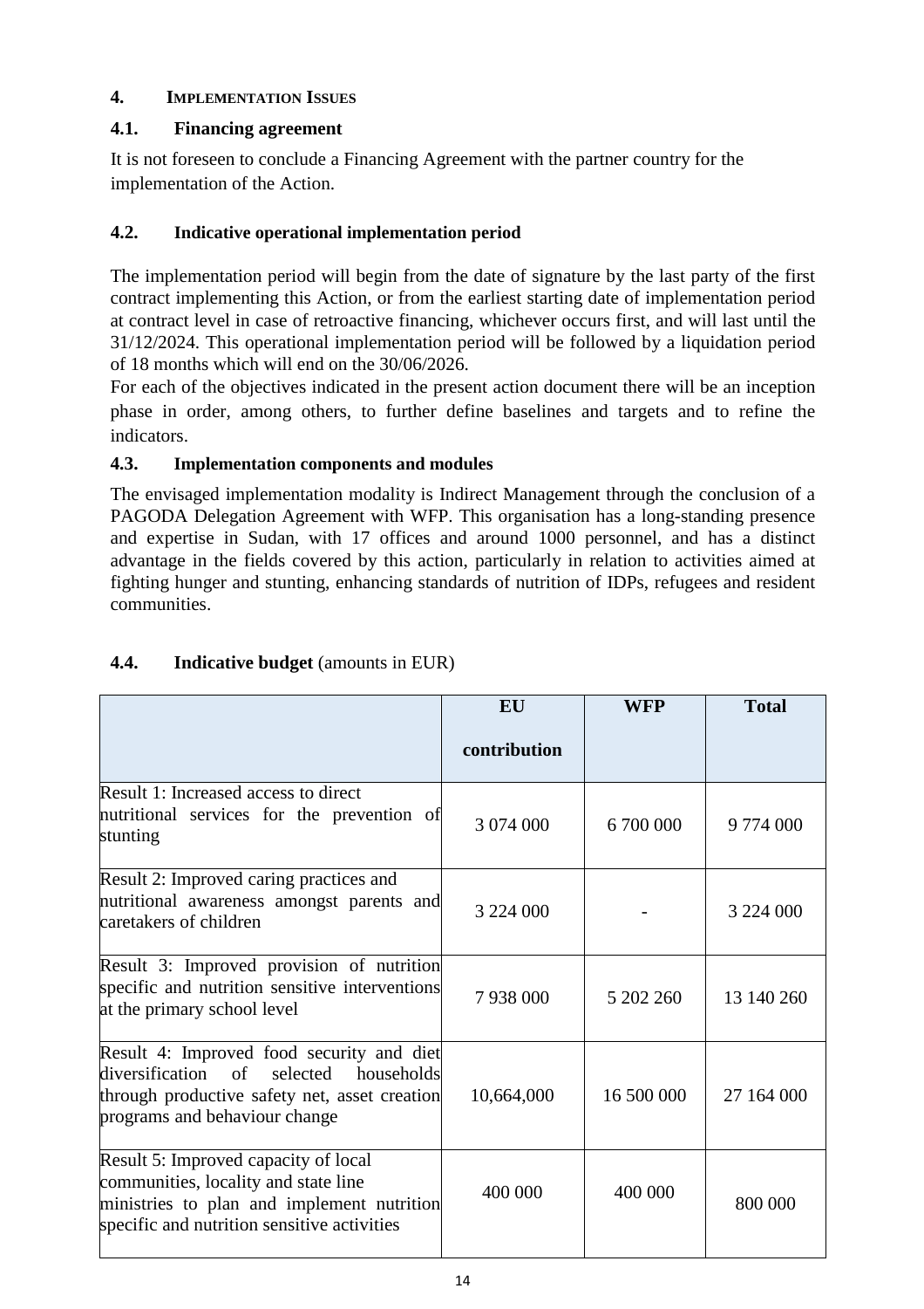## 4. IMPLEMENTATION ISSUES

### 4.1. Financing agreement

It is not foreseen to conclude a Financing Agreement with the partner country for the implementation of the Action.

### 4.2. Indicative operational implementation period

The implementation period will begin from the date of signature by the last party of the first contract implementing this Action, or from the earliest starting date of implementation period at contract level in case of retroactive financing, whichever occurs first, and will last until the 31/12/2024. This operational implementation period will be followed by a liquidation period of 18 months which will end on the 30/06/2026.

For each of the objectives indicated in the present action document there will be an inception phase in order, among others, to further define baselines and targets and to refine the indicators.

### 4.3. Implementation components and modules

The envisaged implementation modality is Indirect Management through the conclusion of a PAGODA Delegation Agreement with WFP. This organisation has a long-standing presence and expertise in Sudan, with 17 offices and around 1000 personnel, and has a distinct advantage in the fields covered by this action, particularly in relation to activities aimed at fighting hunger and stunting, enhancing standards of nutrition of IDPs, refugees and resident communities.

### 4.4. Indicative budget (amounts in EUR)

| | EU contribution | WFP | Total |
|---|---|---|---|
| Result 1: Increased access to direct nutritional services for the prevention of stunting | 3 074 000 | 6 700 000 | 9 774 000 |
| Result 2: Improved caring practices and nutritional awareness amongst parents and caretakers of children | 3 224 000 | - | 3 224 000 |
| Result 3: Improved provision of nutrition specific and nutrition sensitive interventions at the primary school level | 7 938 000 | 5 202 260 | 13 140 260 |
| Result 4: Improved food security and diet diversification of selected households through productive safety net, asset creation programs and behaviour change | 10,664,000 | 16 500 000 | 27 164 000 |
| Result 5: Improved capacity of local communities, locality and state line ministries to plan and implement nutrition specific and nutrition sensitive activities | 400 000 | 400 000 | 800 000 |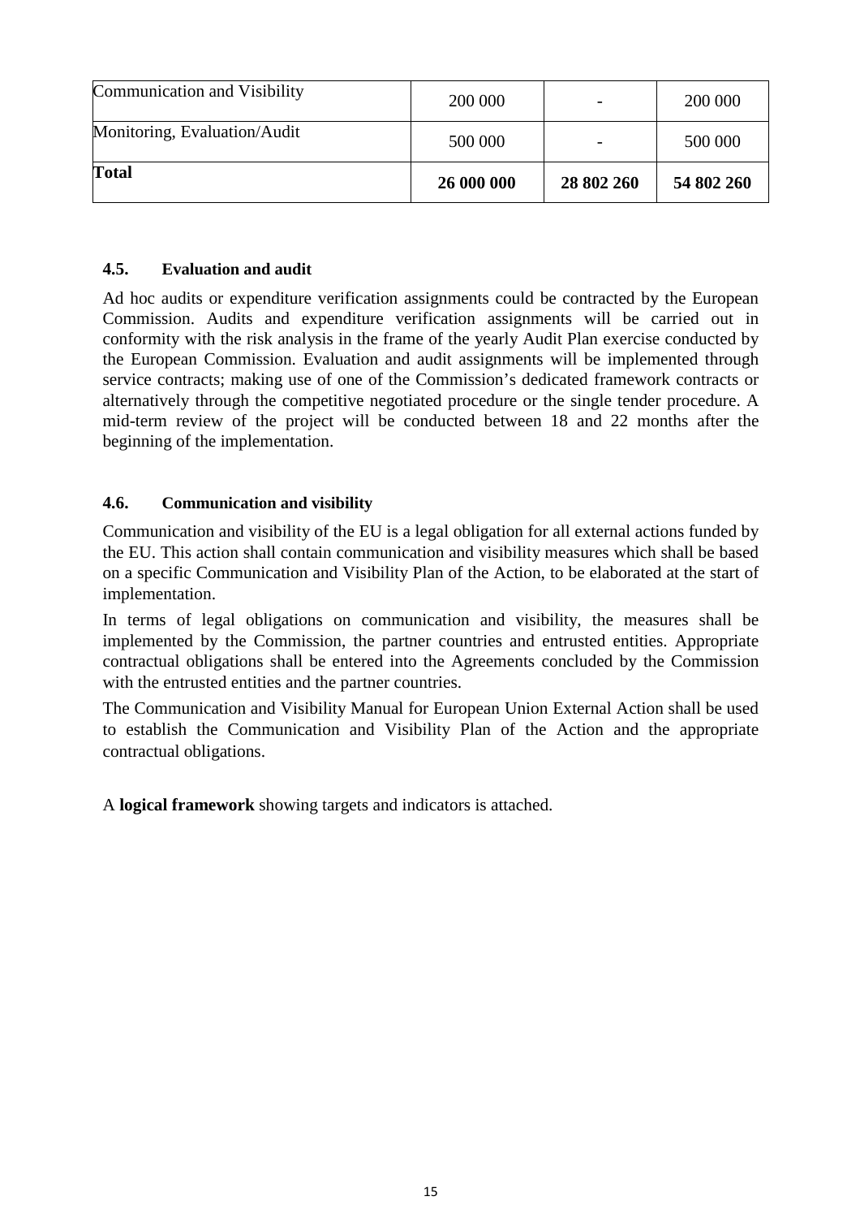| Communication and Visibility | 200 000 | - | 200 000 |
|---|---|---|---|
| Monitoring, Evaluation/Audit | 500 000 | - | 500 000 |
| **Total** | **26 000 000** | **28 802 260** | **54 802 260** |

### 4.5. Evaluation and audit

Ad hoc audits or expenditure verification assignments could be contracted by the European Commission. Audits and expenditure verification assignments will be carried out in conformity with the risk analysis in the frame of the yearly Audit Plan exercise conducted by the European Commission. Evaluation and audit assignments will be implemented through service contracts; making use of one of the Commission's dedicated framework contracts or alternatively through the competitive negotiated procedure or the single tender procedure. A mid-term review of the project will be conducted between 18 and 22 months after the beginning of the implementation.

### 4.6. Communication and visibility

Communication and visibility of the EU is a legal obligation for all external actions funded by the EU. This action shall contain communication and visibility measures which shall be based on a specific Communication and Visibility Plan of the Action, to be elaborated at the start of implementation.

In terms of legal obligations on communication and visibility, the measures shall be implemented by the Commission, the partner countries and entrusted entities. Appropriate contractual obligations shall be entered into the Agreements concluded by the Commission with the entrusted entities and the partner countries.

The Communication and Visibility Manual for European Union External Action shall be used to establish the Communication and Visibility Plan of the Action and the appropriate contractual obligations.

A **logical framework** showing targets and indicators is attached.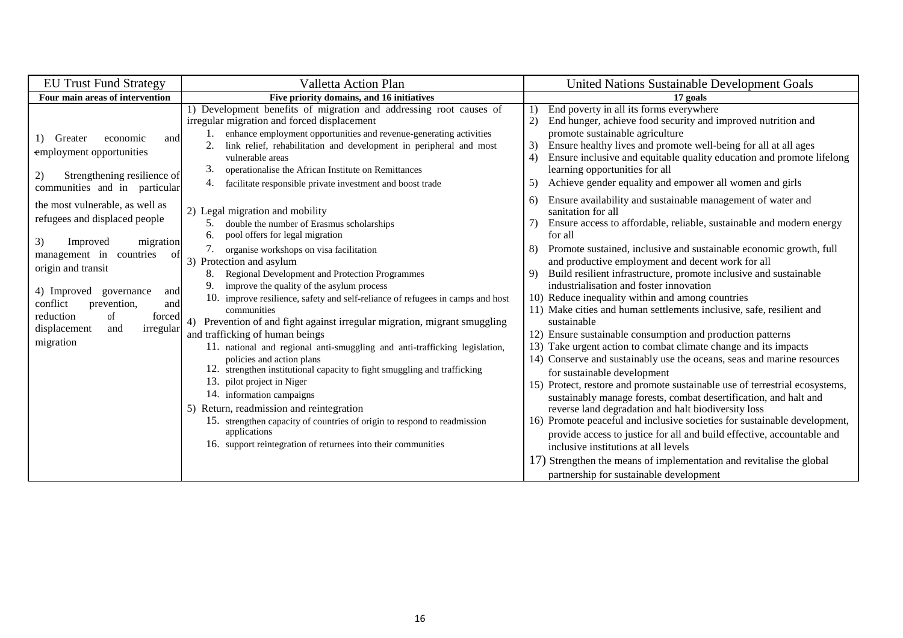| EU Trust Fund Strategy | Valletta Action Plan | United Nations Sustainable Development Goals |
|---|---|---|
| **Four main areas of intervention** | **Five priority domains, and 16 initiatives** | **17 goals** |
| 1) Greater economic and employment opportunities<br><br>2) Strengthening resilience of communities and in particular the most vulnerable, as well as refugees and displaced people<br><br>3) Improved migration management in countries of origin and transit<br><br>4) Improved governance and conflict prevention, and reduction of forced displacement and irregular migration | 1) Development benefits of migration and addressing root causes of irregular migration and forced displacement<br>1. enhance employment opportunities and revenue-generating activities<br>2. link relief, rehabilitation and development in peripheral and most vulnerable areas<br>3. operationalise the African Institute on Remittances<br>4. facilitate responsible private investment and boost trade<br><br>2) Legal migration and mobility<br>5. double the number of Erasmus scholarships<br>6. pool offers for legal migration<br>7. organise workshops on visa facilitation<br>3) Protection and asylum<br>8. Regional Development and Protection Programmes<br>9. improve the quality of the asylum process<br>10. improve resilience, safety and self-reliance of refugees in camps and host communities<br>4) Prevention of and fight against irregular migration, migrant smuggling and trafficking of human beings<br>11. national and regional anti-smuggling and anti-trafficking legislation, policies and action plans<br>12. strengthen institutional capacity to fight smuggling and trafficking<br>13. pilot project in Niger<br>14. information campaigns<br>5) Return, readmission and reintegration<br>15. strengthen capacity of countries of origin to respond to readmission applications<br>16. support reintegration of returnees into their communities | 1) End poverty in all its forms everywhere<br>2) End hunger, achieve food security and improved nutrition and promote sustainable agriculture<br>3) Ensure healthy lives and promote well-being for all at all ages<br>4) Ensure inclusive and equitable quality education and promote lifelong learning opportunities for all<br>5) Achieve gender equality and empower all women and girls<br>6) Ensure availability and sustainable management of water and sanitation for all<br>7) Ensure access to affordable, reliable, sustainable and modern energy for all<br>8) Promote sustained, inclusive and sustainable economic growth, full and productive employment and decent work for all<br>9) Build resilient infrastructure, promote inclusive and sustainable industrialisation and foster innovation<br>10) Reduce inequality within and among countries<br>11) Make cities and human settlements inclusive, safe, resilient and sustainable<br>12) Ensure sustainable consumption and production patterns<br>13) Take urgent action to combat climate change and its impacts<br>14) Conserve and sustainably use the oceans, seas and marine resources for sustainable development<br>15) Protect, restore and promote sustainable use of terrestrial ecosystems, sustainably manage forests, combat desertification, and halt and reverse land degradation and halt biodiversity loss<br>16) Promote peaceful and inclusive societies for sustainable development, provide access to justice for all and build effective, accountable and inclusive institutions at all levels<br>17) Strengthen the means of implementation and revitalise the global partnership for sustainable development |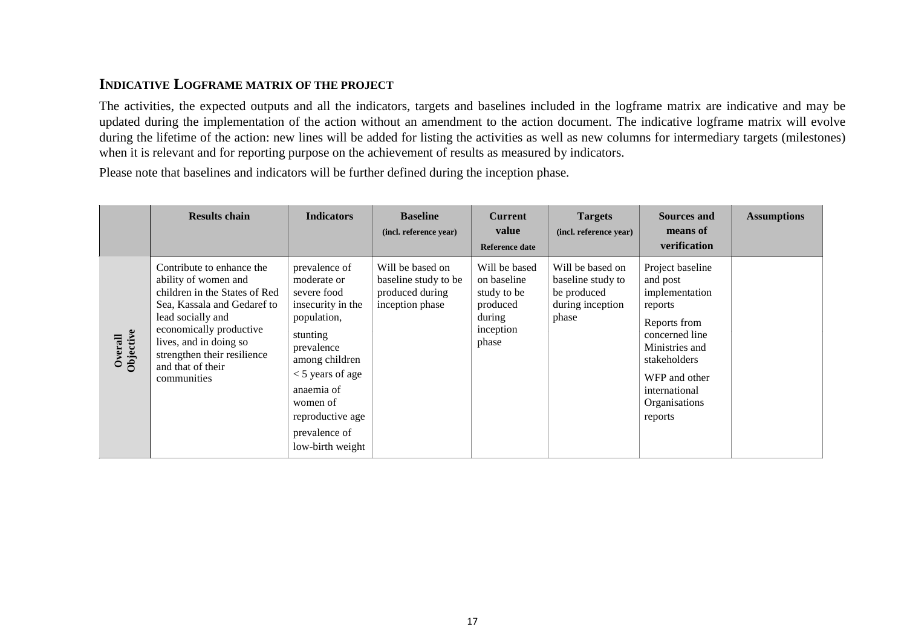## INDICATIVE LOGFRAME MATRIX OF THE PROJECT

The activities, the expected outputs and all the indicators, targets and baselines included in the logframe matrix are indicative and may be updated during the implementation of the action without an amendment to the action document. The indicative logframe matrix will evolve during the lifetime of the action: new lines will be added for listing the activities as well as new columns for intermediary targets (milestones) when it is relevant and for reporting purpose on the achievement of results as measured by indicators.

Please note that baselines and indicators will be further defined during the inception phase.

| | Results chain | Indicators | Baseline (incl. reference year) | Current value Reference date | Targets (incl. reference year) | Sources and means of verification | Assumptions |
|---|---|---|---|---|---|---|---|
| **Overall Objective** | Contribute to enhance the ability of women and children in the States of Red Sea, Kassala and Gedaref to lead socially and economically productive lives, and in doing so strengthen their resilience and that of their communities | prevalence of moderate or severe food insecurity in the population,<br><br>stunting prevalence among children < 5 years of age<br><br>anaemia of women of reproductive age<br><br>prevalence of low-birth weight | Will be based on baseline study to be produced during inception phase | Will be based on baseline study to be produced during inception phase | Will be based on baseline study to be produced during inception phase | Project baseline and post implementation reports<br><br>Reports from concerned line Ministries and stakeholders<br><br>WFP and other international Organisations reports | |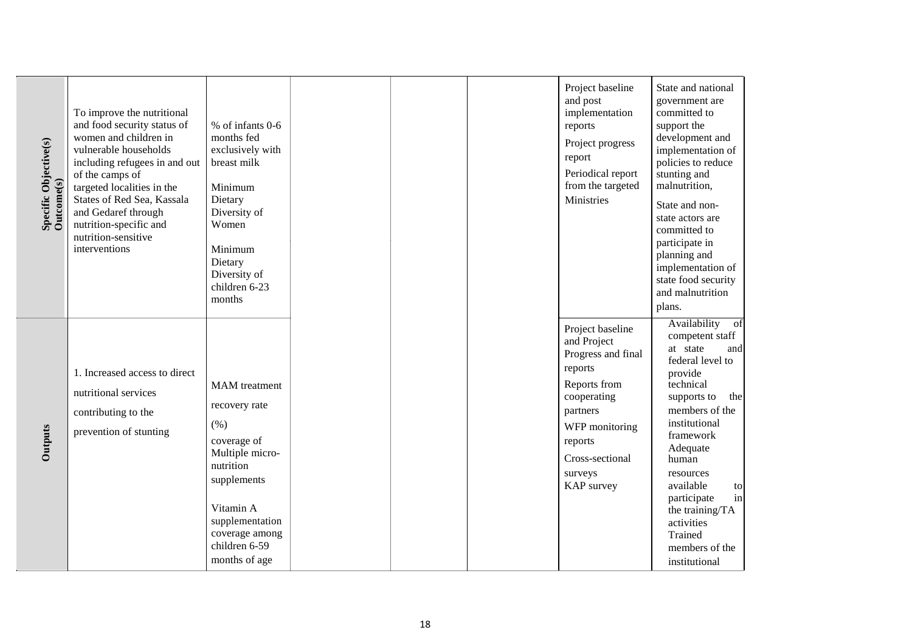| | | | | | | | |
|---|---|---|---|---|---|---|---|
| **Specific Objective(s) Outcome(s)** | To improve the nutritional and food security status of women and children in vulnerable households including refugees in and out of the camps of targeted localities in the States of Red Sea, Kassala and Gedaref through nutrition-specific and nutrition-sensitive interventions | % of infants 0-6 months fed exclusively with breast milk<br><br>Minimum Dietary Diversity of Women<br><br>Minimum Dietary Diversity of children 6-23 months | | | | Project baseline and post implementation reports<br>Project progress report<br>Periodical report from the targeted Ministries | State and national government are committed to support the development and implementation of policies to reduce stunting and malnutrition,<br>State and non-state actors are committed to participate in planning and implementation of state food security and malnutrition plans. |
| **Outputs** | 1. Increased access to direct nutritional services contributing to the prevention of stunting | MAM treatment recovery rate (%)<br>coverage of Multiple micro-nutrition supplements<br><br>Vitamin A supplementation coverage among children 6-59 months of age | | | | Project baseline and Project Progress and final reports<br>Reports from cooperating partners<br>WFP monitoring reports<br>Cross-sectional surveys<br>KAP survey | Availability of competent staff at state and federal level to provide technical supports to the members of the institutional framework<br>Adequate human resources available to participate in the training/TA activities<br>Trained members of the institutional |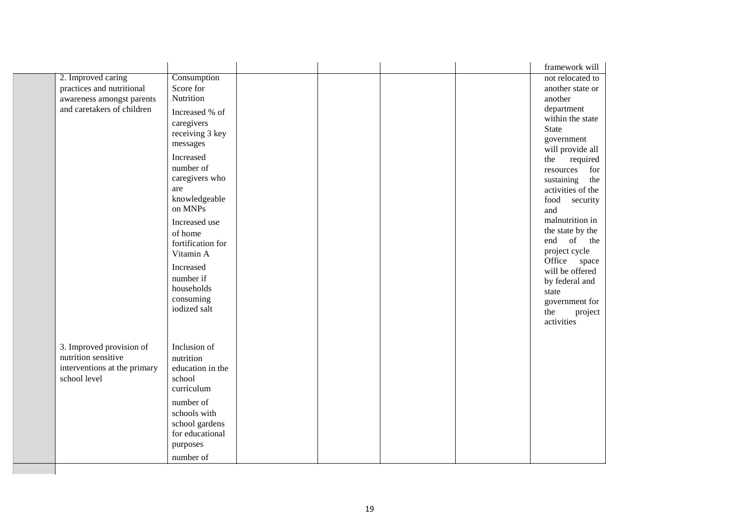| | | | | | | | |
|---|---|---|---|---|---|---|---|
| | | | | | | | framework will |
| | 2. Improved caring practices and nutritional awareness amongst parents and caretakers of children | Consumption Score for Nutrition<br><br>Increased % of caregivers receiving 3 key messages<br><br>Increased number of caregivers who are knowledgeable on MNPs<br><br>Increased use of home fortification for Vitamin A<br><br>Increased number if households consuming iodized salt | | | | | not relocated to another state or another department within the state<br>State government will provide all the required resources for sustaining the activities of the food security and malnutrition in the state by the end of the project cycle<br>Office space will be offered by federal and state government for the project activities |
| | 3. Improved provision of nutrition sensitive interventions at the primary school level | Inclusion of nutrition education in the school curriculum<br><br>number of schools with school gardens for educational purposes<br><br>number of | | | | | |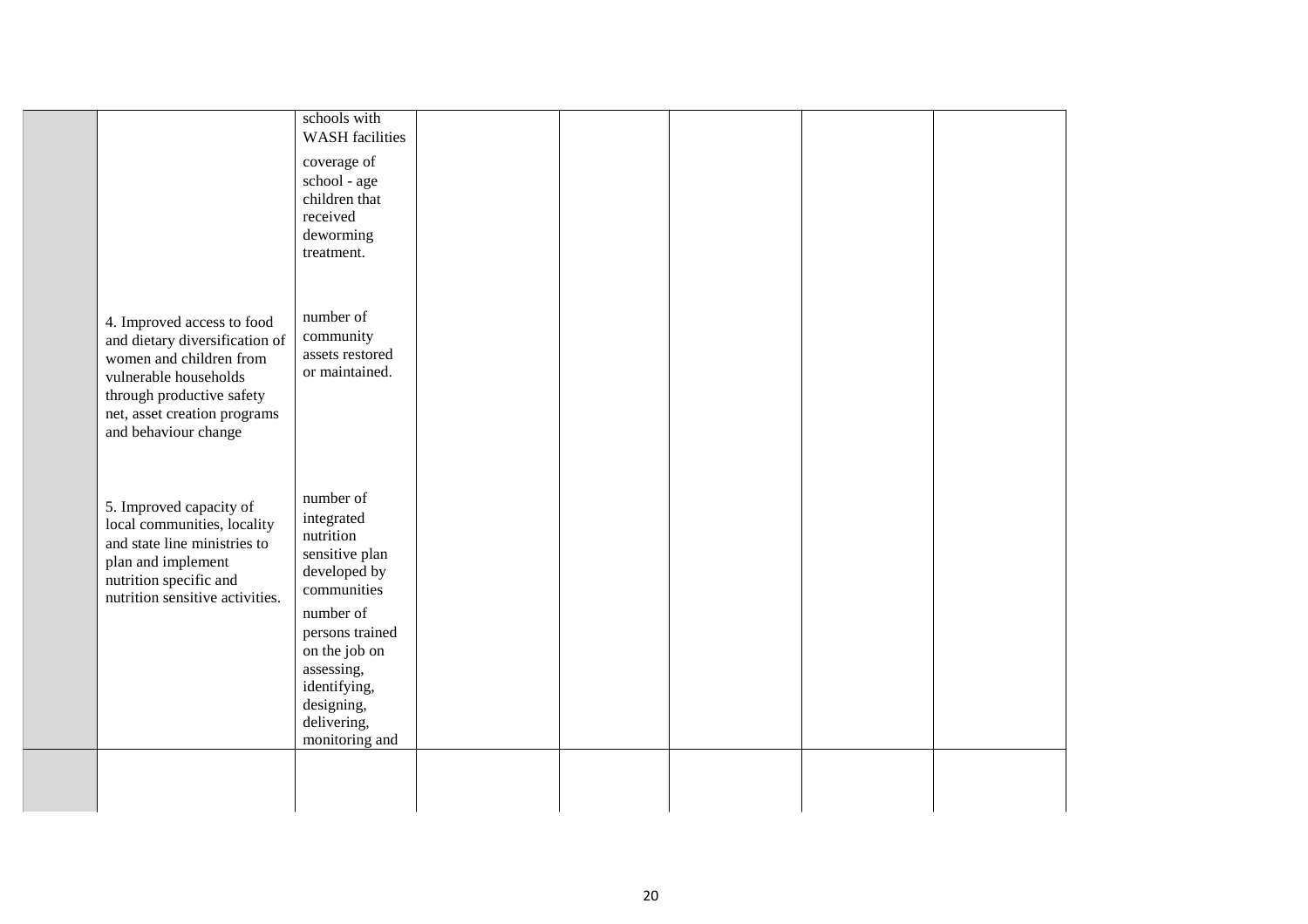|  |  |  |  |  |  |  |  |
|---|---|---|---|---|---|---|---|
|  |  | schools with WASH facilities<br><br>coverage of school - age children that received deworming treatment. |  |  |  |  |  |
|  | 4. Improved access to food and dietary diversification of women and children from vulnerable households through productive safety net, asset creation programs and behaviour change | number of community assets restored or maintained. |  |  |  |  |  |
|  | 5. Improved capacity of local communities, locality and state line ministries to plan and implement nutrition specific and nutrition sensitive activities. | number of integrated nutrition sensitive plan developed by communities<br><br>number of persons trained on the job on assessing, identifying, designing, delivering, monitoring and |  |  |  |  |  |
|  |  |  |  |  |  |  |  |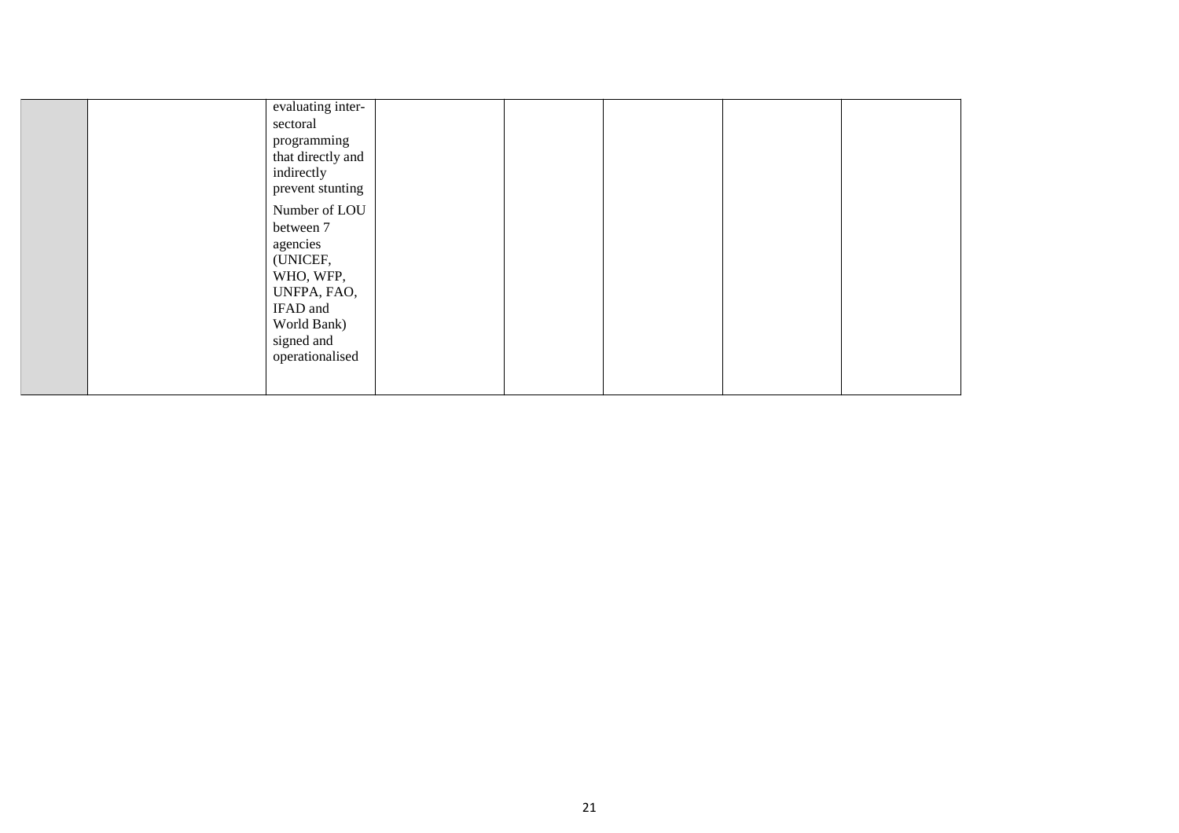| | | | | | | | |
|---|---|---|---|---|---|---|---|
| | | evaluating inter-sectoral programming that directly and indirectly prevent stunting<br><br>Number of LOU between 7 agencies (UNICEF, WHO, WFP, UNFPA, FAO, IFAD and World Bank) signed and operationalised | | | | | |